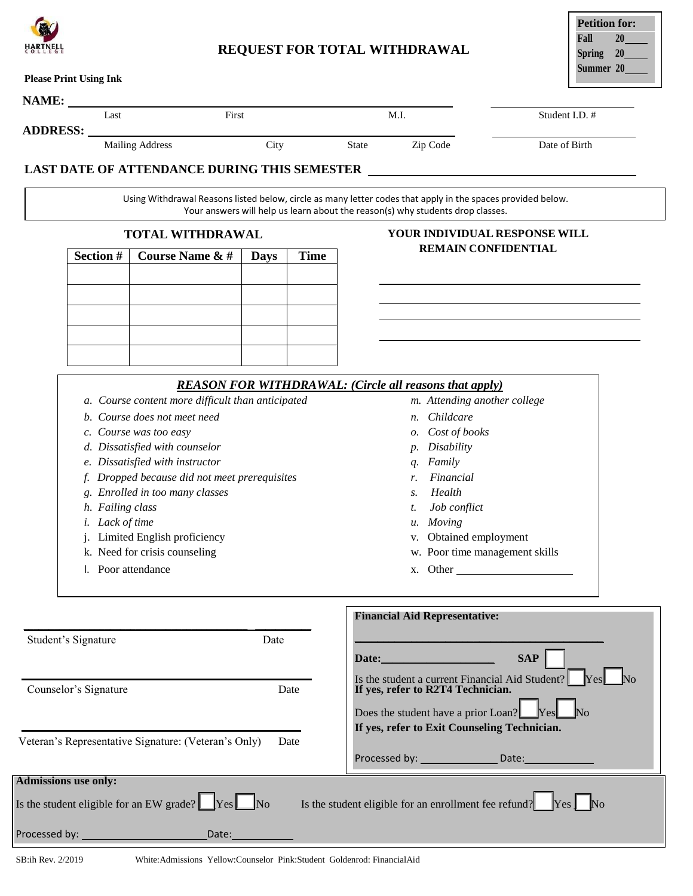HARTNELL COLLEGE

# REQUEST FOR TOTAL WITHDRAWAL

| Petition for: |
| --- |
| Fall 20____ |
| Spring 20____ |
| Summer 20____ |

**Please Print Using Ink**

**NAME:** ______________________________________________ ____________________
Last First M.I. Student I.D. #

**ADDRESS:** ______________________________________________ ____________________
Mailing Address City State Zip Code Date of Birth

**LAST DATE OF ATTENDANCE DURING THIS SEMESTER** ______________________________

Using Withdrawal Reasons listed below, circle as many letter codes that apply in the spaces provided below.
Your answers will help us learn about the reason(s) why students drop classes.

## TOTAL WITHDRAWAL

| Section # | Course Name & # | Days | Time |
| --- | --- | --- | --- |
| | | | |
| | | | |
| | | | |
| | | | |
| | | | |

**YOUR INDIVIDUAL RESPONSE WILL REMAIN CONFIDENTIAL**

______________________________________________
______________________________________________
______________________________________________
______________________________________________

### *REASON FOR WITHDRAWAL: (Circle all reasons that apply)*

*a. Course content more difficult than anticipated*
*b. Course does not meet need*
*c. Course was too easy*
*d. Dissatisfied with counselor*
*e. Dissatisfied with instructor*
*f. Dropped because did not meet prerequisites*
*g. Enrolled in too many classes*
*h. Failing class*
*i. Lack of time*
j. Limited English proficiency
k. Need for crisis counseling
l. Poor attendance
*m. Attending another college*
*n. Childcare*
*o. Cost of books*
*p. Disability*
*q. Family*
*r. Financial*
*s. Health*
*t. Job conflict*
*u. Moving*
v. Obtained employment
w. Poor time management skills
x. Other ____________________

______________________________________ ________
Student's Signature Date

______________________________________ ________
Counselor's Signature Date

______________________________________ ________
Veteran's Representative Signature: (Veteran's Only) Date

**Financial Aid Representative:**

______________________________________________

**Date:**____________________ **SAP** ☐

Is the student a current Financial Aid Student? ☐ Yes ☐ No
**If yes, refer to R2T4 Technician.**

Does the student have a prior Loan? ☐ Yes ☐ No
**If yes, refer to Exit Counseling Technician.**

Processed by: ______________ Date: ____________

**Admissions use only:**

Is the student eligible for an EW grade? ☐ Yes ☐ No Is the student eligible for an enrollment fee refund? ☐ Yes ☐ No

Processed by: ______________________ Date: ____________

SB:ih Rev. 2/2019 White:Admissions Yellow:Counselor Pink:Student Goldenrod: FinancialAid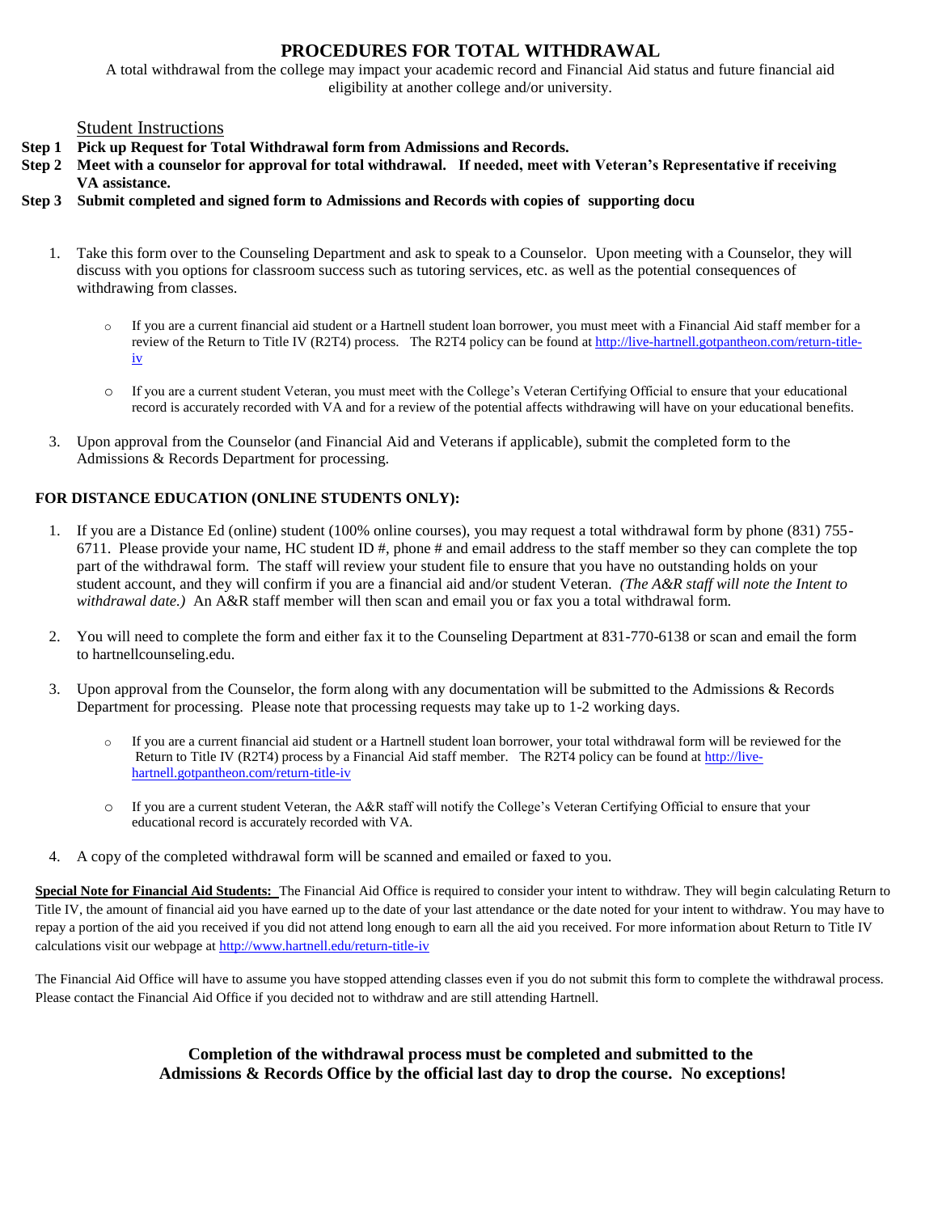# PROCEDURES FOR TOTAL WITHDRAWAL

A total withdrawal from the college may impact your academic record and Financial Aid status and future financial aid eligibility at another college and/or university.

Student Instructions

**Step 1 Pick up Request for Total Withdrawal form from Admissions and Records.**

**Step 2 Meet with a counselor for approval for total withdrawal. If needed, meet with Veteran's Representative if receiving VA assistance.**

**Step 3 Submit completed and signed form to Admissions and Records with copies of supporting docu**

1. Take this form over to the Counseling Department and ask to speak to a Counselor. Upon meeting with a Counselor, they will discuss with you options for classroom success such as tutoring services, etc. as well as the potential consequences of withdrawing from classes.
   - If you are a current financial aid student or a Hartnell student loan borrower, you must meet with a Financial Aid staff member for a review of the Return to Title IV (R2T4) process. The R2T4 policy can be found at http://live-hartnell.gotpantheon.com/return-title-iv
   - If you are a current student Veteran, you must meet with the College's Veteran Certifying Official to ensure that your educational record is accurately recorded with VA and for a review of the potential affects withdrawing will have on your educational benefits.

3. Upon approval from the Counselor (and Financial Aid and Veterans if applicable), submit the completed form to the Admissions & Records Department for processing.

**FOR DISTANCE EDUCATION (ONLINE STUDENTS ONLY):**

1. If you are a Distance Ed (online) student (100% online courses), you may request a total withdrawal form by phone (831) 755-6711. Please provide your name, HC student ID #, phone # and email address to the staff member so they can complete the top part of the withdrawal form. The staff will review your student file to ensure that you have no outstanding holds on your student account, and they will confirm if you are a financial aid and/or student Veteran. *(The A&R staff will note the Intent to withdrawal date.)* An A&R staff member will then scan and email you or fax you a total withdrawal form.

2. You will need to complete the form and either fax it to the Counseling Department at 831-770-6138 or scan and email the form to hartnellcounseling.edu.

3. Upon approval from the Counselor, the form along with any documentation will be submitted to the Admissions & Records Department for processing. Please note that processing requests may take up to 1-2 working days.
   - If you are a current financial aid student or a Hartnell student loan borrower, your total withdrawal form will be reviewed for the Return to Title IV (R2T4) process by a Financial Aid staff member. The R2T4 policy can be found at http://live-hartnell.gotpantheon.com/return-title-iv
   - If you are a current student Veteran, the A&R staff will notify the College's Veteran Certifying Official to ensure that your educational record is accurately recorded with VA.

4. A copy of the completed withdrawal form will be scanned and emailed or faxed to you.

**Special Note for Financial Aid Students:** The Financial Aid Office is required to consider your intent to withdraw. They will begin calculating Return to Title IV, the amount of financial aid you have earned up to the date of your last attendance or the date noted for your intent to withdraw. You may have to repay a portion of the aid you received if you did not attend long enough to earn all the aid you received. For more information about Return to Title IV calculations visit our webpage at http://www.hartnell.edu/return-title-iv

The Financial Aid Office will have to assume you have stopped attending classes even if you do not submit this form to complete the withdrawal process. Please contact the Financial Aid Office if you decided not to withdraw and are still attending Hartnell.

**Completion of the withdrawal process must be completed and submitted to the Admissions & Records Office by the official last day to drop the course. No exceptions!**